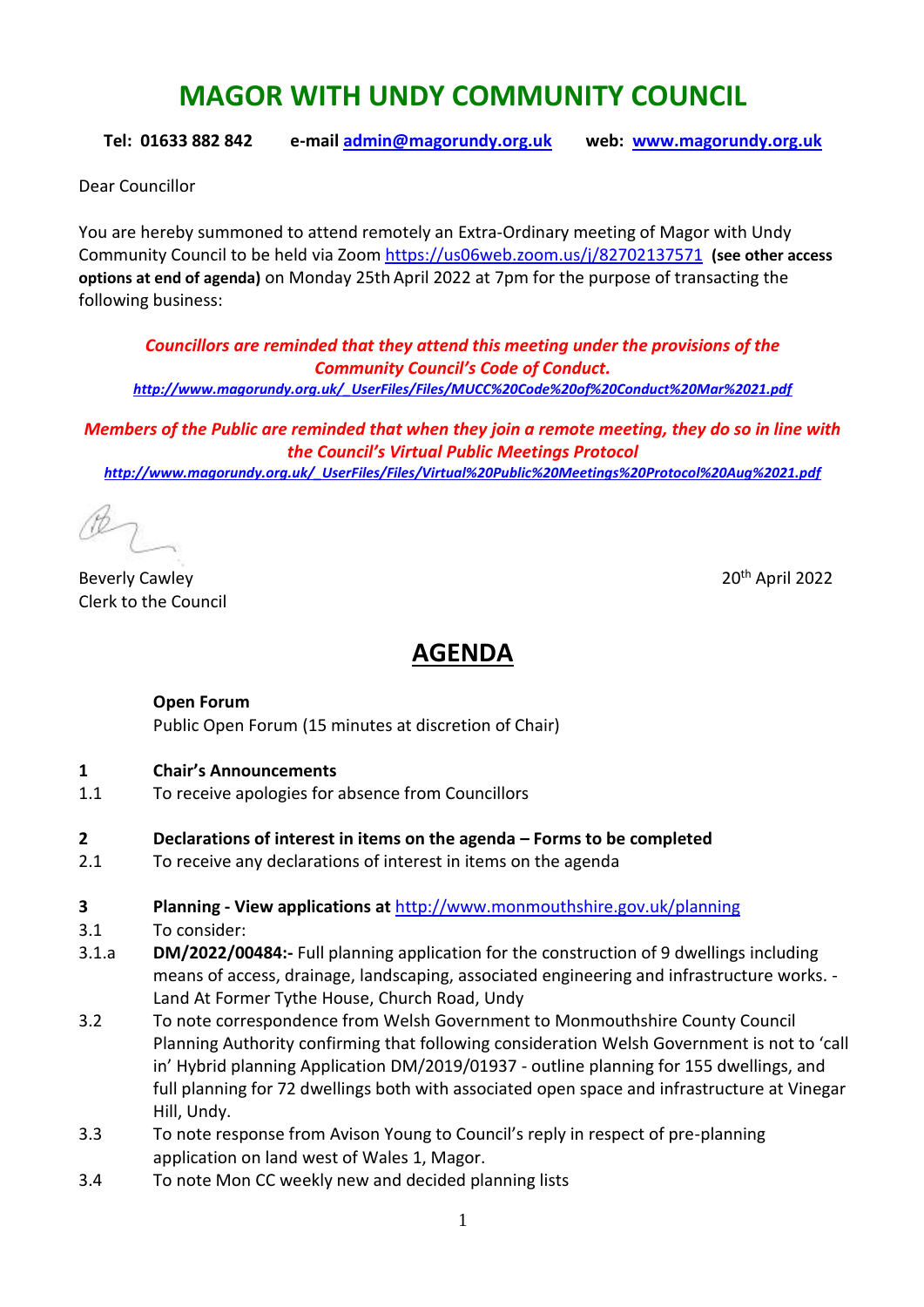# MAGOR WITH UNDY COMMUNITY COUNCIL

**Tel: 01633 882 842** **e-mail [admin@magorundy.org.uk](mailto:admin@magorundy.org.uk)** **web: [www.magorundy.org.uk](http://www.magorundy.org.uk)**

Dear Councillor

You are hereby summoned to attend remotely an Extra-Ordinary meeting of Magor with Undy Community Council to be held via Zoom https://us06web.zoom.us/j/82702137571 **(see other access options at end of agenda)** on Monday 25th April 2022 at 7pm for the purpose of transacting the following business:

***Councillors are reminded that they attend this meeting under the provisions of the Community Council's Code of Conduct.***
***http://www.magorundy.org.uk/_UserFiles/Files/MUCC%20Code%20of%20Conduct%20Mar%2021.pdf***

***Members of the Public are reminded that when they join a remote meeting, they do so in line with the Council's Virtual Public Meetings Protocol***
***http://www.magorundy.org.uk/_UserFiles/Files/Virtual%20Public%20Meetings%20Protocol%20Aug%2021.pdf***

Beverly Cawley
Clerk to the Council

20th April 2022

## AGENDA

**Open Forum**
Public Open Forum (15 minutes at discretion of Chair)

**1 Chair's Announcements**
1.1 To receive apologies for absence from Councillors

**2 Declarations of interest in items on the agenda – Forms to be completed**
2.1 To receive any declarations of interest in items on the agenda

**3 Planning - View applications at** http://www.monmouthshire.gov.uk/planning
3.1 To consider:
3.1.a **DM/2022/00484:-** Full planning application for the construction of 9 dwellings including means of access, drainage, landscaping, associated engineering and infrastructure works. - Land At Former Tythe House, Church Road, Undy
3.2 To note correspondence from Welsh Government to Monmouthshire County Council Planning Authority confirming that following consideration Welsh Government is not to 'call in' Hybrid planning Application DM/2019/01937 - outline planning for 155 dwellings, and full planning for 72 dwellings both with associated open space and infrastructure at Vinegar Hill, Undy.
3.3 To note response from Avison Young to Council's reply in respect of pre-planning application on land west of Wales 1, Magor.
3.4 To note Mon CC weekly new and decided planning lists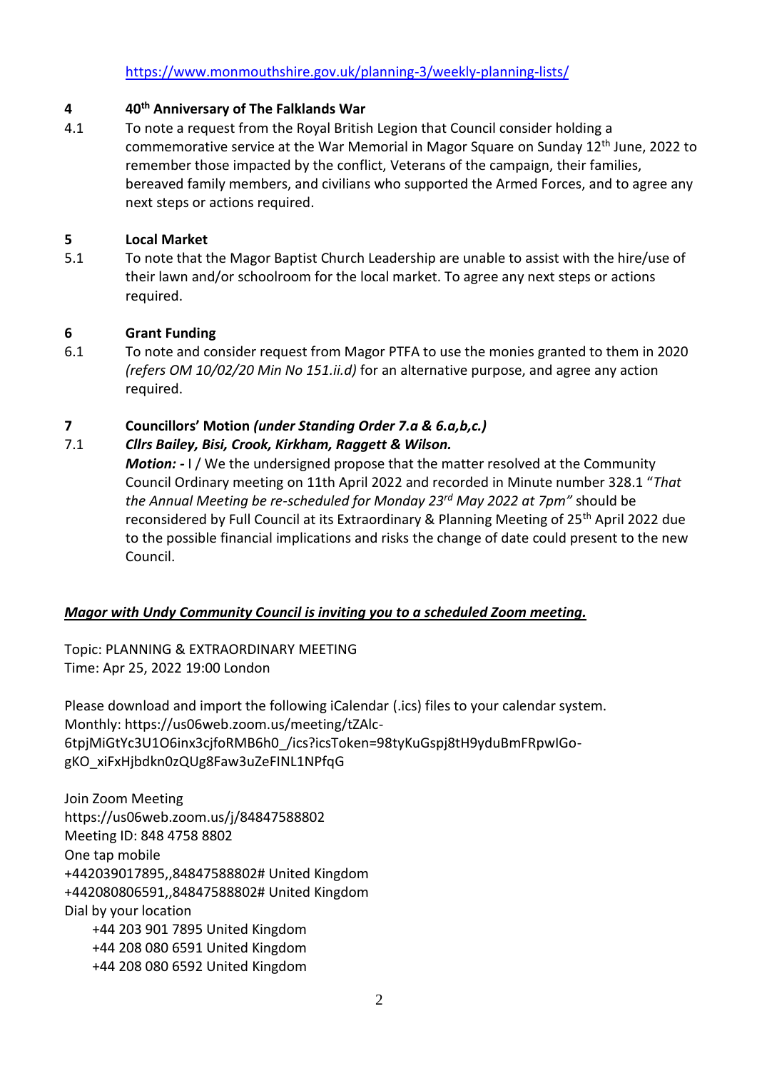https://www.monmouthshire.gov.uk/planning-3/weekly-planning-lists/

**4 40th Anniversary of The Falklands War**

4.1 To note a request from the Royal British Legion that Council consider holding a commemorative service at the War Memorial in Magor Square on Sunday 12th June, 2022 to remember those impacted by the conflict, Veterans of the campaign, their families, bereaved family members, and civilians who supported the Armed Forces, and to agree any next steps or actions required.

**5 Local Market**

5.1 To note that the Magor Baptist Church Leadership are unable to assist with the hire/use of their lawn and/or schoolroom for the local market. To agree any next steps or actions required.

**6 Grant Funding**

6.1 To note and consider request from Magor PTFA to use the monies granted to them in 2020 *(refers OM 10/02/20 Min No 151.ii.d)* for an alternative purpose, and agree any action required.

**7 Councillors' Motion *(under Standing Order 7.a & 6.a,b,c.)***

7.1 ***Cllrs Bailey, Bisi, Crook, Kirkham, Raggett & Wilson.***

***Motion: -*** I / We the undersigned propose that the matter resolved at the Community Council Ordinary meeting on 11th April 2022 and recorded in Minute number 328.1 "*That the Annual Meeting be re-scheduled for Monday 23rd May 2022 at 7pm"* should be reconsidered by Full Council at its Extraordinary & Planning Meeting of 25th April 2022 due to the possible financial implications and risks the change of date could present to the new Council.

***Magor with Undy Community Council is inviting you to a scheduled Zoom meeting.***

Topic: PLANNING & EXTRAORDINARY MEETING
Time: Apr 25, 2022 19:00 London

Please download and import the following iCalendar (.ics) files to your calendar system.
Monthly: https://us06web.zoom.us/meeting/tZAlc-6tpjMiGtYc3U1O6inx3cjfoRMB6h0_/ics?icsToken=98tyKuGspj8tH9yduBmFRpwIGo-gKO_xiFxHjbdkn0zQUg8Faw3uZeFINL1NPfqG

Join Zoom Meeting
https://us06web.zoom.us/j/84847588802
Meeting ID: 848 4758 8802
One tap mobile
+442039017895,,84847588802# United Kingdom
+442080806591,,84847588802# United Kingdom
Dial by your location
+44 203 901 7895 United Kingdom
+44 208 080 6591 United Kingdom
+44 208 080 6592 United Kingdom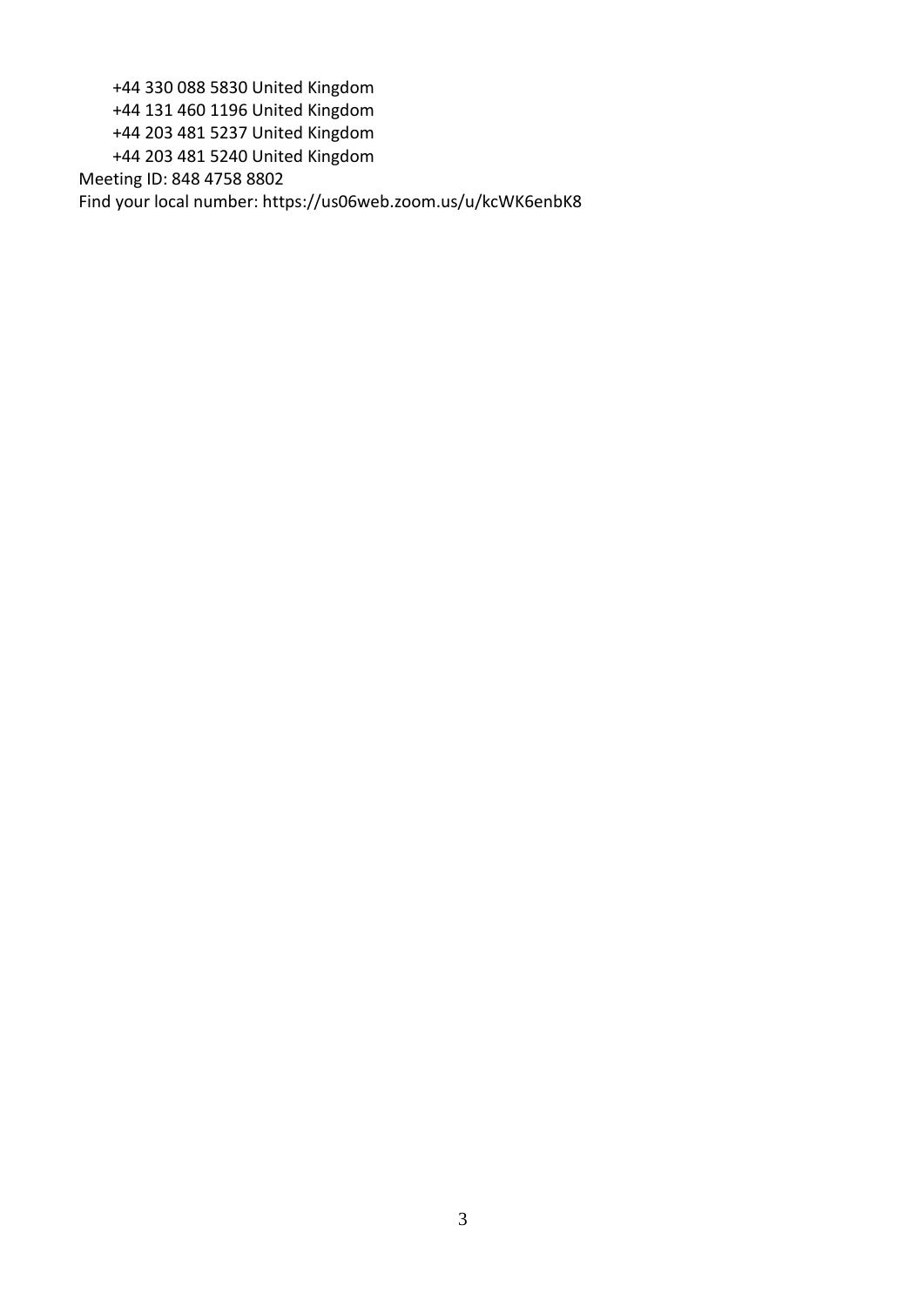+44 330 088 5830 United Kingdom
+44 131 460 1196 United Kingdom
+44 203 481 5237 United Kingdom
+44 203 481 5240 United Kingdom

Meeting ID: 848 4758 8802

Find your local number: https://us06web.zoom.us/u/kcWK6enbK8